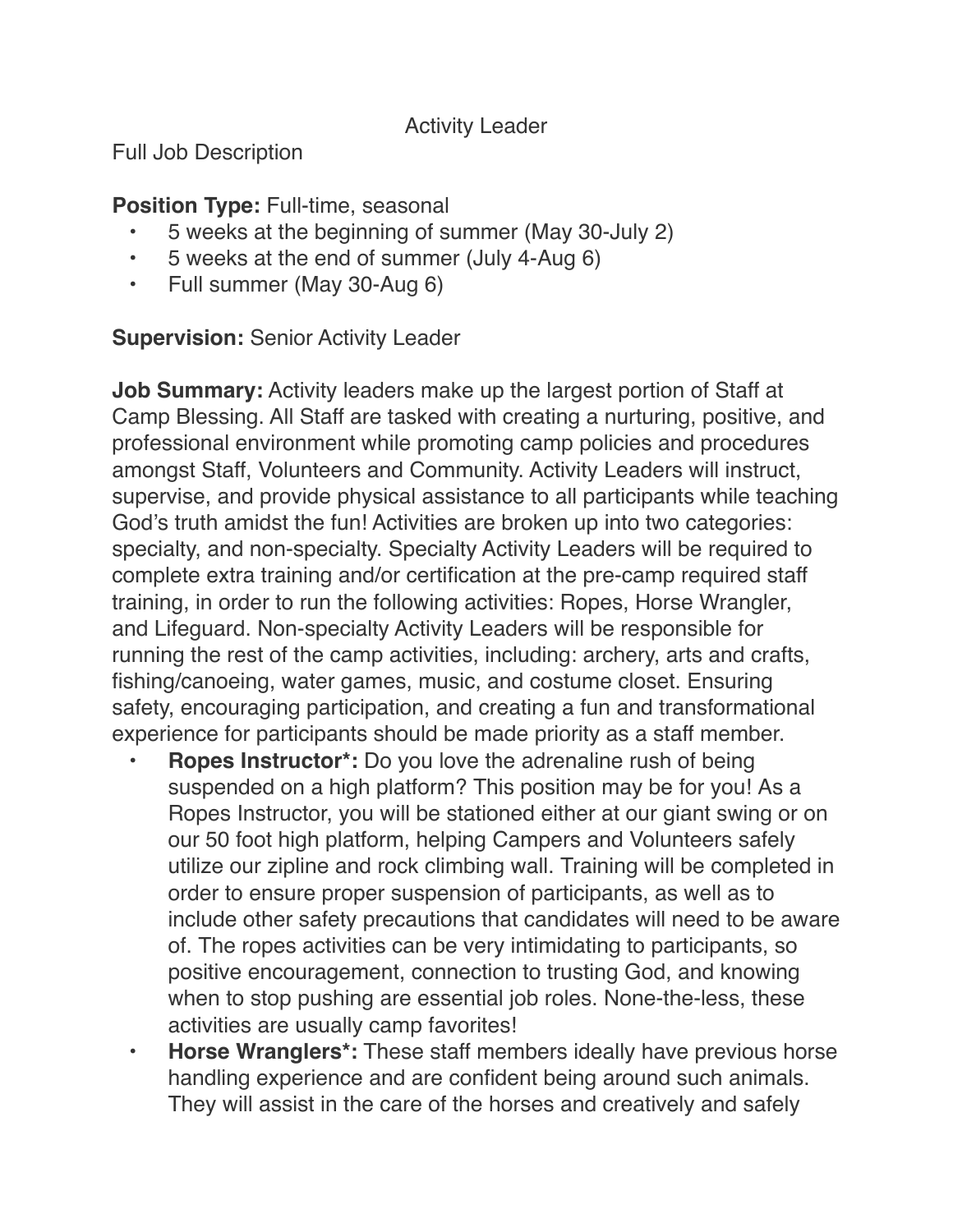# Activity Leader

Full Job Description

**Position Type:** Full-time, seasonal

- 5 weeks at the beginning of summer (May 30-July 2)
- 5 weeks at the end of summer (July 4-Aug 6)
- Full summer (May 30-Aug 6)

**Supervision:** Senior Activity Leader

**Job Summary:** Activity leaders make up the largest portion of Staff at Camp Blessing. All Staff are tasked with creating a nurturing, positive, and professional environment while promoting camp policies and procedures amongst Staff, Volunteers and Community. Activity Leaders will instruct, supervise, and provide physical assistance to all participants while teaching God's truth amidst the fun! Activities are broken up into two categories: specialty, and non-specialty. Specialty Activity Leaders will be required to complete extra training and/or certification at the pre-camp required staff training, in order to run the following activities: Ropes, Horse Wrangler, and Lifeguard. Non-specialty Activity Leaders will be responsible for running the rest of the camp activities, including: archery, arts and crafts, fishing/canoeing, water games, music, and costume closet. Ensuring safety, encouraging participation, and creating a fun and transformational experience for participants should be made priority as a staff member.

- **Ropes Instructor*:** Do you love the adrenaline rush of being suspended on a high platform? This position may be for you! As a Ropes Instructor, you will be stationed either at our giant swing or on our 50 foot high platform, helping Campers and Volunteers safely utilize our zipline and rock climbing wall. Training will be completed in order to ensure proper suspension of participants, as well as to include other safety precautions that candidates will need to be aware of. The ropes activities can be very intimidating to participants, so positive encouragement, connection to trusting God, and knowing when to stop pushing are essential job roles. None-the-less, these activities are usually camp favorites!
- **Horse Wranglers*:** These staff members ideally have previous horse handling experience and are confident being around such animals. They will assist in the care of the horses and creatively and safely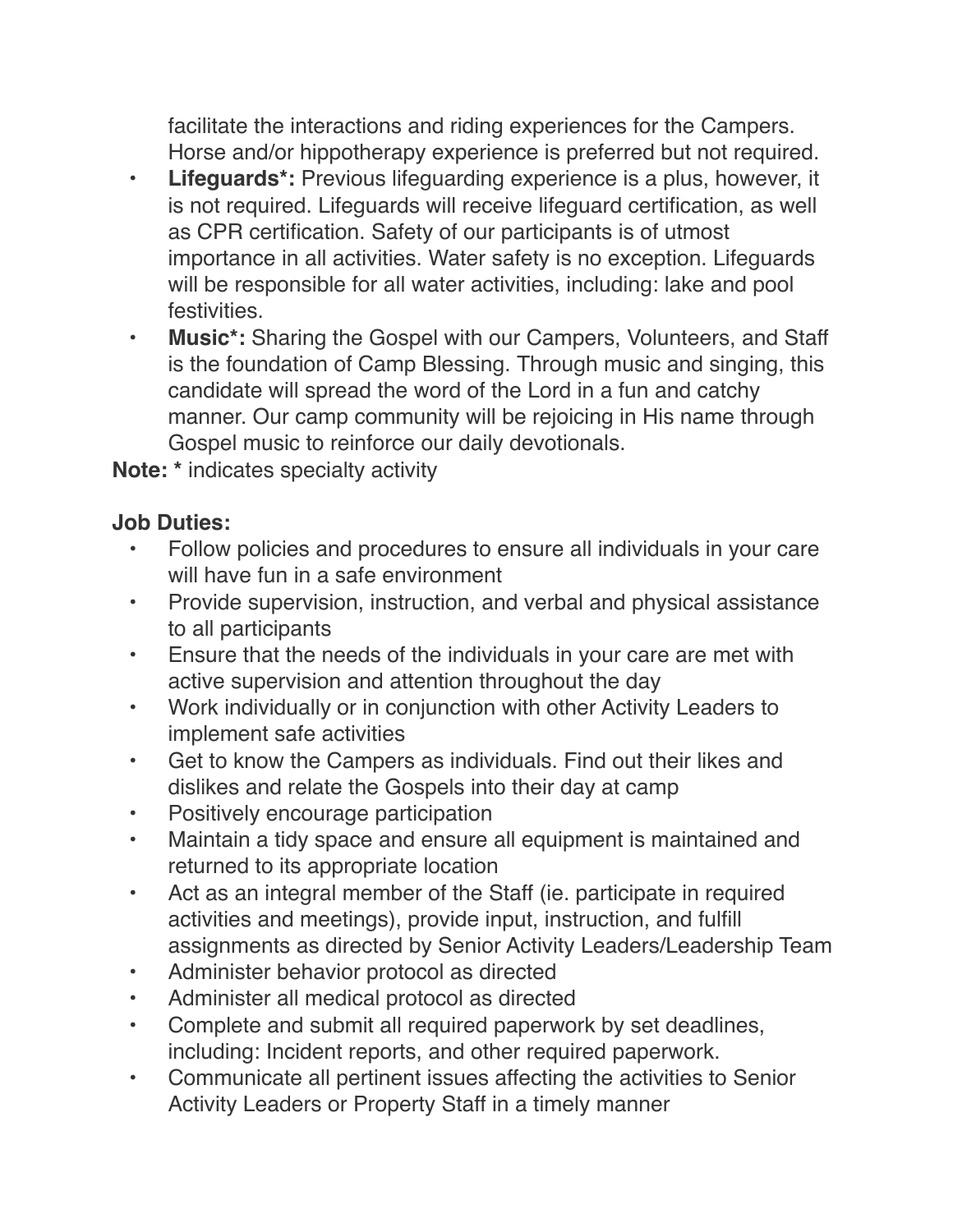facilitate the interactions and riding experiences for the Campers. Horse and/or hippotherapy experience is preferred but not required.

- **Lifeguards*:** Previous lifeguarding experience is a plus, however, it is not required. Lifeguards will receive lifeguard certification, as well as CPR certification. Safety of our participants is of utmost importance in all activities. Water safety is no exception. Lifeguards will be responsible for all water activities, including: lake and pool festivities.
- **Music*:** Sharing the Gospel with our Campers, Volunteers, and Staff is the foundation of Camp Blessing. Through music and singing, this candidate will spread the word of the Lord in a fun and catchy manner. Our camp community will be rejoicing in His name through Gospel music to reinforce our daily devotionals.

**Note:** * indicates specialty activity

**Job Duties:**

- Follow policies and procedures to ensure all individuals in your care will have fun in a safe environment
- Provide supervision, instruction, and verbal and physical assistance to all participants
- Ensure that the needs of the individuals in your care are met with active supervision and attention throughout the day
- Work individually or in conjunction with other Activity Leaders to implement safe activities
- Get to know the Campers as individuals. Find out their likes and dislikes and relate the Gospels into their day at camp
- Positively encourage participation
- Maintain a tidy space and ensure all equipment is maintained and returned to its appropriate location
- Act as an integral member of the Staff (ie. participate in required activities and meetings), provide input, instruction, and fulfill assignments as directed by Senior Activity Leaders/Leadership Team
- Administer behavior protocol as directed
- Administer all medical protocol as directed
- Complete and submit all required paperwork by set deadlines, including: Incident reports, and other required paperwork.
- Communicate all pertinent issues affecting the activities to Senior Activity Leaders or Property Staff in a timely manner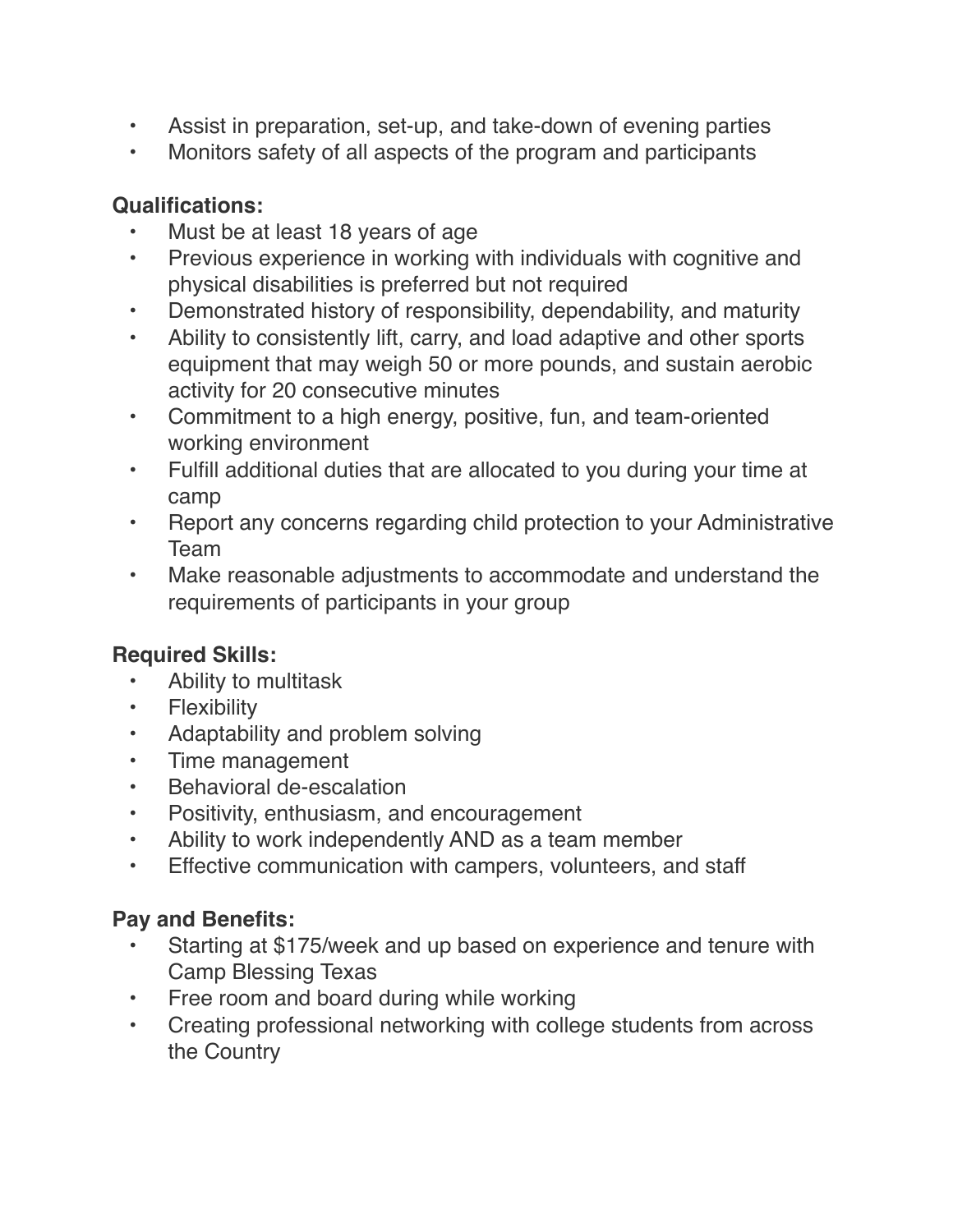- Assist in preparation, set-up, and take-down of evening parties
- Monitors safety of all aspects of the program and participants

**Qualifications:**

- Must be at least 18 years of age
- Previous experience in working with individuals with cognitive and physical disabilities is preferred but not required
- Demonstrated history of responsibility, dependability, and maturity
- Ability to consistently lift, carry, and load adaptive and other sports equipment that may weigh 50 or more pounds, and sustain aerobic activity for 20 consecutive minutes
- Commitment to a high energy, positive, fun, and team-oriented working environment
- Fulfill additional duties that are allocated to you during your time at camp
- Report any concerns regarding child protection to your Administrative Team
- Make reasonable adjustments to accommodate and understand the requirements of participants in your group

**Required Skills:**

- Ability to multitask
- Flexibility
- Adaptability and problem solving
- Time management
- Behavioral de-escalation
- Positivity, enthusiasm, and encouragement
- Ability to work independently AND as a team member
- Effective communication with campers, volunteers, and staff

**Pay and Benefits:**

- Starting at $175/week and up based on experience and tenure with Camp Blessing Texas
- Free room and board during while working
- Creating professional networking with college students from across the Country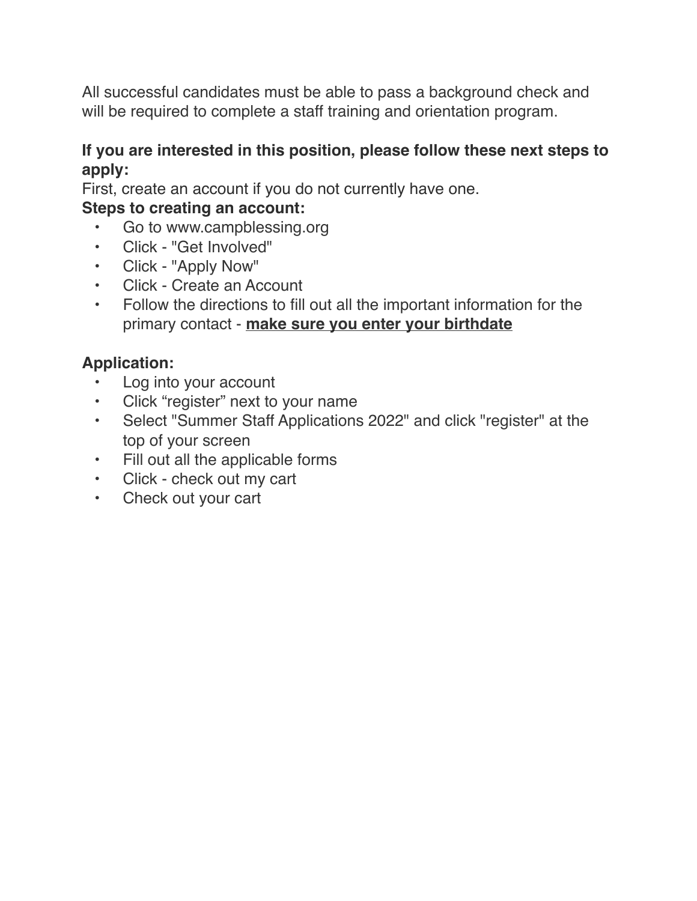All successful candidates must be able to pass a background check and will be required to complete a staff training and orientation program.

**If you are interested in this position, please follow these next steps to apply:**

First, create an account if you do not currently have one.

**Steps to creating an account:**

- Go to www.campblessing.org
- Click - "Get Involved"
- Click - "Apply Now"
- Click - Create an Account
- Follow the directions to fill out all the important information for the primary contact - **make sure you enter your birthdate**

**Application:**

- Log into your account
- Click "register" next to your name
- Select "Summer Staff Applications 2022" and click "register" at the top of your screen
- Fill out all the applicable forms
- Click - check out my cart
- Check out your cart